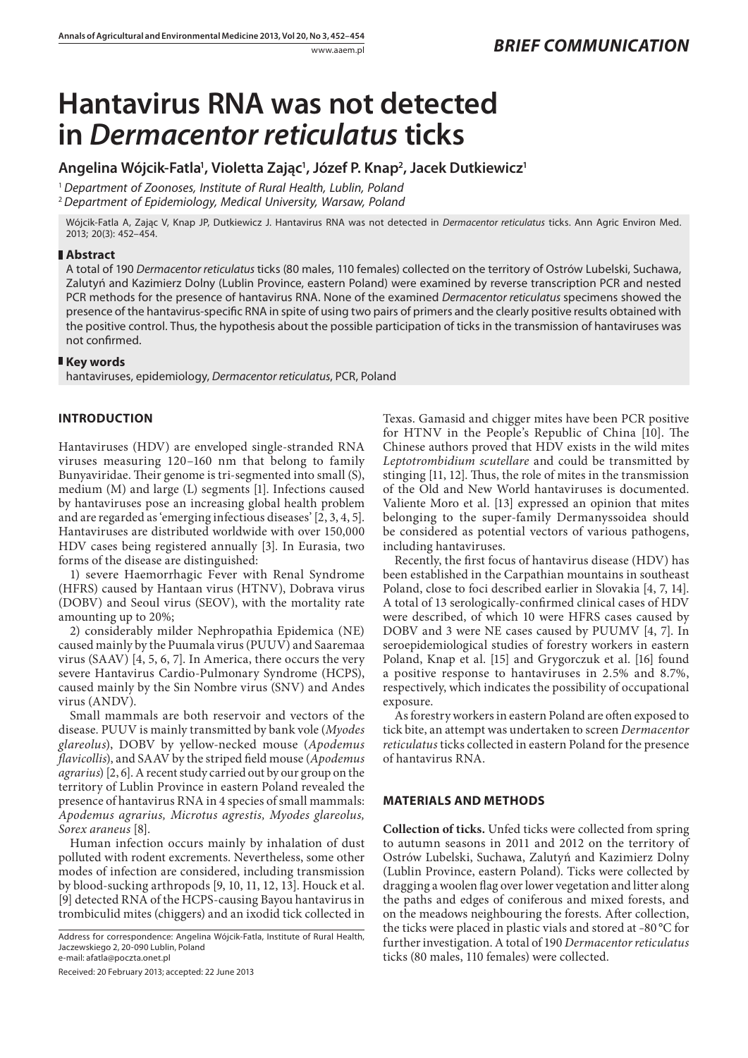BRIEF COMMUNICATION

# Hantavirus RNA was not detected in *Dermacentor reticulatus* ticks

**Angelina Wójcik-Fatla[1], Violetta Zając[1], Józef P. Knap[2], Jacek Dutkiewicz[1]**

[1] *Department of Zoonoses, Institute of Rural Health, Lublin, Poland*
[2] *Department of Epidemiology, Medical University, Warsaw, Poland*

Wójcik-Fatla A, Zając V, Knap JP, Dutkiewicz J. Hantavirus RNA was not detected in *Dermacentor reticulatus* ticks. Ann Agric Environ Med. 2013; 20(3): 452–454.

## Abstract

A total of 190 *Dermacentor reticulatus* ticks (80 males, 110 females) collected on the territory of Ostrów Lubelski, Suchawa, Zalutyń and Kazimierz Dolny (Lublin Province, eastern Poland) were examined by reverse transcription PCR and nested PCR methods for the presence of hantavirus RNA. None of the examined *Dermacentor reticulatus* specimens showed the presence of the hantavirus-specific RNA in spite of using two pairs of primers and the clearly positive results obtained with the positive control. Thus, the hypothesis about the possible participation of ticks in the transmission of hantaviruses was not confirmed.

## Key words

hantaviruses, epidemiology, *Dermacentor reticulatus*, PCR, Poland

## INTRODUCTION

Hantaviruses (HDV) are enveloped single-stranded RNA viruses measuring 120–160 nm that belong to family Bunyaviridae. Their genome is tri-segmented into small (S), medium (M) and large (L) segments [1]. Infections caused by hantaviruses pose an increasing global health problem and are regarded as 'emerging infectious diseases' [2, 3, 4, 5]. Hantaviruses are distributed worldwide with over 150,000 HDV cases being registered annually [3]. In Eurasia, two forms of the disease are distinguished:

1) severe Haemorrhagic Fever with Renal Syndrome (HFRS) caused by Hantaan virus (HTNV), Dobrava virus (DOBV) and Seoul virus (SEOV), with the mortality rate amounting up to 20%;

2) considerably milder Nephropathia Epidemica (NE) caused mainly by the Puumala virus (PUUV) and Saaremaa virus (SAAV) [4, 5, 6, 7]. In America, there occurs the very severe Hantavirus Cardio-Pulmonary Syndrome (HCPS), caused mainly by the Sin Nombre virus (SNV) and Andes virus (ANDV).

Small mammals are both reservoir and vectors of the disease. PUUV is mainly transmitted by bank vole (*Myodes glareolus*), DOBV by yellow-necked mouse (*Apodemus flavicollis*), and SAAV by the striped field mouse (*Apodemus agrarius*) [2, 6]. A recent study carried out by our group on the territory of Lublin Province in eastern Poland revealed the presence of hantavirus RNA in 4 species of small mammals: *Apodemus agrarius, Microtus agrestis, Myodes glareolus, Sorex araneus* [8].

Human infection occurs mainly by inhalation of dust polluted with rodent excrements. Nevertheless, some other modes of infection are considered, including transmission by blood-sucking arthropods [9, 10, 11, 12, 13]. Houck et al. [9] detected RNA of the HCPS-causing Bayou hantavirus in trombiculid mites (chiggers) and an ixodid tick collected in Texas. Gamasid and chigger mites have been PCR positive for HTNV in the People's Republic of China [10]. The Chinese authors proved that HDV exists in the wild mites *Leptotrombidium scutellare* and could be transmitted by stinging [11, 12]. Thus, the role of mites in the transmission of the Old and New World hantaviruses is documented. Valiente Moro et al. [13] expressed an opinion that mites belonging to the super-family Dermanyssoidea should be considered as potential vectors of various pathogens, including hantaviruses.

Recently, the first focus of hantavirus disease (HDV) has been established in the Carpathian mountains in southeast Poland, close to foci described earlier in Slovakia [4, 7, 14]. A total of 13 serologically-confirmed clinical cases of HDV were described, of which 10 were HFRS cases caused by DOBV and 3 were NE cases caused by PUUMV [4, 7]. In seroepidemiological studies of forestry workers in eastern Poland, Knap et al. [15] and Grygorczuk et al. [16] found a positive response to hantaviruses in 2.5% and 8.7%, respectively, which indicates the possibility of occupational exposure.

As forestry workers in eastern Poland are often exposed to tick bite, an attempt was undertaken to screen *Dermacentor reticulatus* ticks collected in eastern Poland for the presence of hantavirus RNA.

## MATERIALS AND METHODS

**Collection of ticks.** Unfed ticks were collected from spring to autumn seasons in 2011 and 2012 on the territory of Ostrów Lubelski, Suchawa, Zalutyń and Kazimierz Dolny (Lublin Province, eastern Poland). Ticks were collected by dragging a woolen flag over lower vegetation and litter along the paths and edges of coniferous and mixed forests, and on the meadows neighbouring the forests. After collection, the ticks were placed in plastic vials and stored at -80 °C for further investigation. A total of 190 *Dermacentor reticulatus* ticks (80 males, 110 females) were collected.

Address for correspondence: Angelina Wójcik-Fatla, Institute of Rural Health, Jaczewskiego 2, 20-090 Lublin, Poland
e-mail: afatla@poczta.onet.pl

Received: 20 February 2013; accepted: 22 June 2013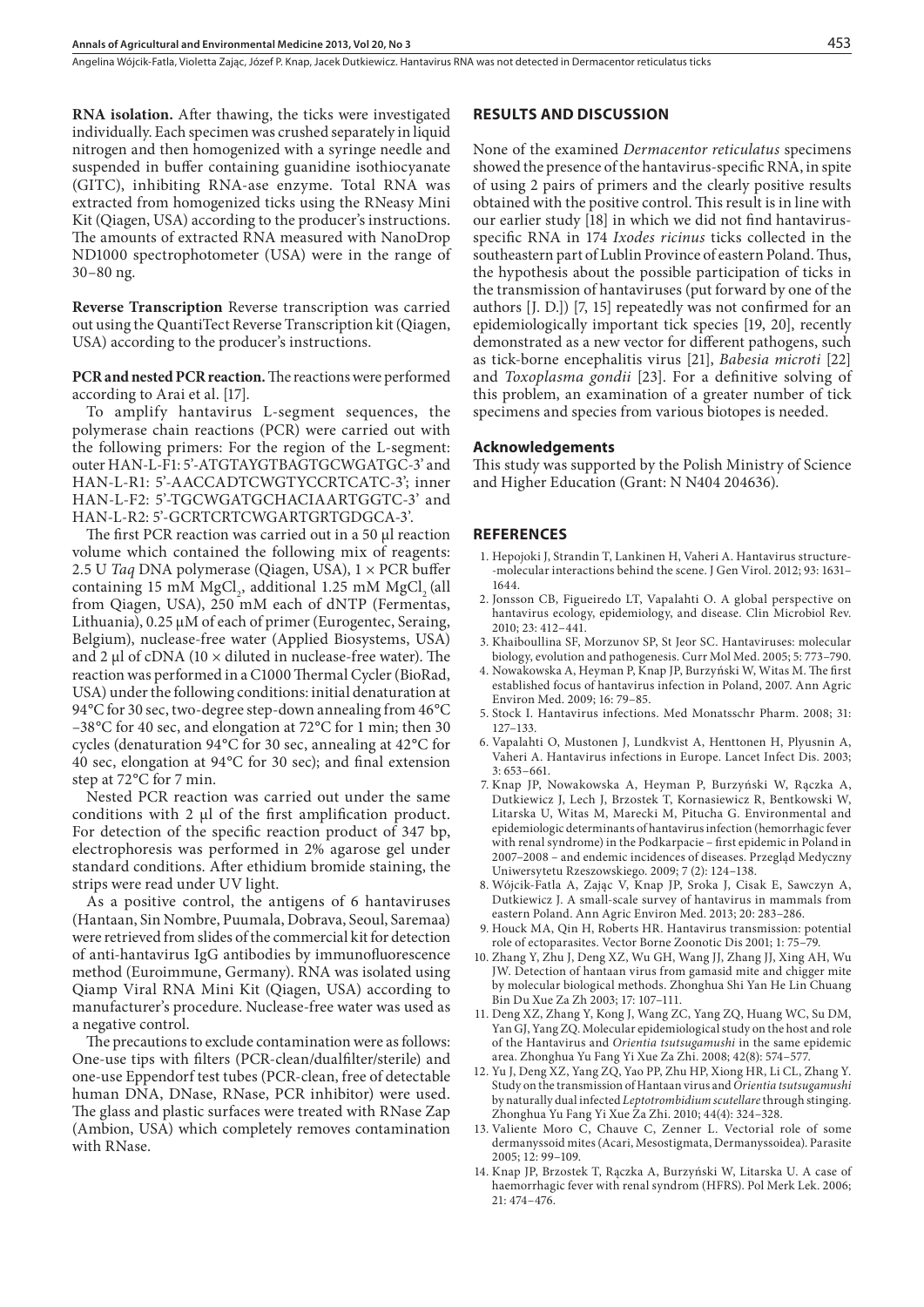**RNA isolation.** After thawing, the ticks were investigated individually. Each specimen was crushed separately in liquid nitrogen and then homogenized with a syringe needle and suspended in buffer containing guanidine isothiocyanate (GITC), inhibiting RNA-ase enzyme. Total RNA was extracted from homogenized ticks using the RNeasy Mini Kit (Qiagen, USA) according to the producer's instructions. The amounts of extracted RNA measured with NanoDrop ND1000 spectrophotometer (USA) were in the range of 30–80 ng.

**Reverse Transcription** Reverse transcription was carried out using the QuantiTect Reverse Transcription kit (Qiagen, USA) according to the producer's instructions.

**PCR and nested PCR reaction.** The reactions were performed according to Arai et al. [17].

To amplify hantavirus L-segment sequences, the polymerase chain reactions (PCR) were carried out with the following primers: For the region of the L-segment: outer HAN-L-F1: 5'-ATGTAYGTBAGTGCWGATGC-3' and HAN-L-R1: 5'-AACCADTCWGTYCCRTCATC-3'; inner HAN-L-F2: 5'-TGCWGATGCHACIAARTGGTC-3' and HAN-L-R2: 5'-GCRTCRTCWGARTGRTGDGCA-3'.

The first PCR reaction was carried out in a 50 µl reaction volume which contained the following mix of reagents: 2.5 U *Taq* DNA polymerase (Qiagen, USA), 1 × PCR buffer containing 15 mM $MgCl_2$, additional 1.25 mM $MgCl_2$ (all from Qiagen, USA), 250 mM each of dNTP (Fermentas, Lithuania), 0.25 µM of each of primer (Eurogentec, Seraing, Belgium), nuclease-free water (Applied Biosystems, USA) and 2 µl of cDNA (10 × diluted in nuclease-free water). The reaction was performed in a C1000 Thermal Cycler (BioRad, USA) under the following conditions: initial denaturation at 94°C for 30 sec, two-degree step-down annealing from 46°C –38°C for 40 sec, and elongation at 72°C for 1 min; then 30 cycles (denaturation 94°C for 30 sec, annealing at 42°C for 40 sec, elongation at 94°C for 30 sec); and final extension step at 72°C for 7 min.

Nested PCR reaction was carried out under the same conditions with 2 µl of the first amplification product. For detection of the specific reaction product of 347 bp, electrophoresis was performed in 2% agarose gel under standard conditions. After ethidium bromide staining, the strips were read under UV light.

As a positive control, the antigens of 6 hantaviruses (Hantaan, Sin Nombre, Puumala, Dobrava, Seoul, Saremaa) were retrieved from slides of the commercial kit for detection of anti-hantavirus IgG antibodies by immunofluorescence method (Euroimmune, Germany). RNA was isolated using Qiamp Viral RNA Mini Kit (Qiagen, USA) according to manufacturer's procedure. Nuclease-free water was used as a negative control.

The precautions to exclude contamination were as follows: One-use tips with filters (PCR-clean/dualfilter/sterile) and one-use Eppendorf test tubes (PCR-clean, free of detectable human DNA, DNase, RNase, PCR inhibitor) were used. The glass and plastic surfaces were treated with RNase Zap (Ambion, USA) which completely removes contamination with RNase.

## RESULTS AND DISCUSSION

None of the examined *Dermacentor reticulatus* specimens showed the presence of the hantavirus-specific RNA, in spite of using 2 pairs of primers and the clearly positive results obtained with the positive control. This result is in line with our earlier study [18] in which we did not find hantavirus-specific RNA in 174 *Ixodes ricinus* ticks collected in the southeastern part of Lublin Province of eastern Poland. Thus, the hypothesis about the possible participation of ticks in the transmission of hantaviruses (put forward by one of the authors [J. D.]) [7, 15] repeatedly was not confirmed for an epidemiologically important tick species [19, 20], recently demonstrated as a new vector for different pathogens, such as tick-borne encephalitis virus [21], *Babesia microti* [22] and *Toxoplasma gondii* [23]. For a definitive solving of this problem, an examination of a greater number of tick specimens and species from various biotopes is needed.

### Acknowledgements

This study was supported by the Polish Ministry of Science and Higher Education (Grant: N N404 204636).

## REFERENCES

1. Hepojoki J, Strandin T, Lankinen H, Vaheri A. Hantavirus structure--molecular interactions behind the scene. J Gen Virol. 2012; 93: 1631–1644.
2. Jonsson CB, Figueiredo LT, Vapalahti O. A global perspective on hantavirus ecology, epidemiology, and disease. Clin Microbiol Rev. 2010; 23: 412–441.
3. Khaiboullina SF, Morzunov SP, St Jeor SC. Hantaviruses: molecular biology, evolution and pathogenesis. Curr Mol Med. 2005; 5: 773–790.
4. Nowakowska A, Heyman P, Knap JP, Burzyński W, Witas M. The first established focus of hantavirus infection in Poland, 2007. Ann Agric Environ Med. 2009; 16: 79–85.
5. Stock I. Hantavirus infections. Med Monatsschr Pharm. 2008; 31: 127–133.
6. Vapalahti O, Mustonen J, Lundkvist A, Henttonen H, Plyusnin A, Vaheri A. Hantavirus infections in Europe. Lancet Infect Dis. 2003; 3: 653–661.
7. Knap JP, Nowakowska A, Heyman P, Burzyński W, Rączka A, Dutkiewicz J, Lech J, Brzostek T, Kornasiewicz R, Bentkowski W, Litarska U, Witas M, Marecki M, Pitucha G. Environmental and epidemiologic determinants of hantavirus infection (hemorrhagic fever with renal syndrome) in the Podkarpacie – first epidemic in Poland in 2007–2008 – and endemic incidences of diseases. Przegląd Medyczny Uniwersytetu Rzeszowskiego. 2009; 7 (2): 124–138.
8. Wójcik-Fatla A, Zając V, Knap JP, Sroka J, Cisak E, Sawczyn A, Dutkiewicz J. A small-scale survey of hantavirus in mammals from eastern Poland. Ann Agric Environ Med. 2013; 20: 283–286.
9. Houck MA, Qin H, Roberts HR. Hantavirus transmission: potential role of ectoparasites. Vector Borne Zoonotic Dis 2001; 1: 75–79.
10. Zhang Y, Zhu J, Deng XZ, Wu GH, Wang JJ, Zhang JJ, Xing AH, Wu JW. Detection of hantaan virus from gamasid mite and chigger mite by molecular biological methods. Zhonghua Shi Yan He Lin Chuang Bin Du Xue Za Zh 2003; 17: 107–111.
11. Deng XZ, Zhang Y, Kong J, Wang ZC, Yang ZQ, Huang WC, Su DM, Yan GJ, Yang ZQ. Molecular epidemiological study on the host and role of the Hantavirus and *Orientia tsutsugamushi* in the same epidemic area. Zhonghua Yu Fang Yi Xue Za Zhi. 2008; 42(8): 574–577.
12. Yu J, Deng XZ, Yang ZQ, Yao PP, Zhu HP, Xiong HR, Li CL, Zhang Y. Study on the transmission of Hantaan virus and *Orientia tsutsugamushi* by naturally dual infected *Leptotrombidium scutellare* through stinging. Zhonghua Yu Fang Yi Xue Za Zhi. 2010; 44(4): 324–328.
13. Valiente Moro C, Chauve C, Zenner L. Vectorial role of some dermanyssoid mites (Acari, Mesostigmata, Dermanyssoidea). Parasite 2005; 12: 99–109.
14. Knap JP, Brzostek T, Rączka A, Burzyński W, Litarska U. A case of haemorrhagic fever with renal syndrom (HFRS). Pol Merk Lek. 2006; 21: 474–476.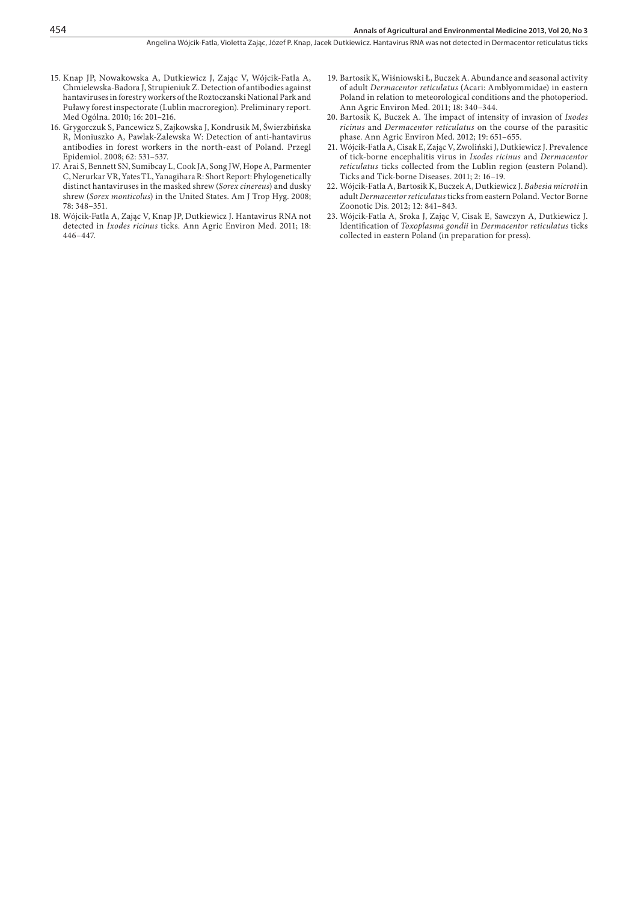15. Knap JP, Nowakowska A, Dutkiewicz J, Zając V, Wójcik-Fatla A, Chmielewska-Badora J, Strupieniuk Z. Detection of antibodies against hantaviruses in forestry workers of the Roztoczanski National Park and Puławy forest inspectorate (Lublin macroregion). Preliminary report. Med Ogólna. 2010; 16: 201–216.
16. Grygorczuk S, Pancewicz S, Zajkowska J, Kondrusik M, Świerzbińska R, Moniuszko A, Pawlak-Zalewska W: Detection of anti-hantavirus antibodies in forest workers in the north-east of Poland. Przegl Epidemiol. 2008; 62: 531–537.
17. Arai S, Bennett SN, Sumibcay L, Cook JA, Song JW, Hope A, Parmenter C, Nerurkar VR, Yates TL, Yanagihara R: Short Report: Phylogenetically distinct hantaviruses in the masked shrew (*Sorex cinereus*) and dusky shrew (*Sorex monticolus*) in the United States. Am J Trop Hyg. 2008; 78: 348–351.
18. Wójcik-Fatla A, Zając V, Knap JP, Dutkiewicz J. Hantavirus RNA not detected in *Ixodes ricinus* ticks. Ann Agric Environ Med. 2011; 18: 446–447.
19. Bartosik K, Wiśniowski Ł, Buczek A. Abundance and seasonal activity of adult *Dermacentor reticulatus* (Acari: Amblyommidae) in eastern Poland in relation to meteorological conditions and the photoperiod. Ann Agric Environ Med. 2011; 18: 340–344.
20. Bartosik K, Buczek A. The impact of intensity of invasion of *Ixodes ricinus* and *Dermacentor reticulatus* on the course of the parasitic phase. Ann Agric Environ Med. 2012; 19: 651–655.
21. Wójcik-Fatla A, Cisak E, Zając V, Zwoliński J, Dutkiewicz J. Prevalence of tick-borne encephalitis virus in *Ixodes ricinus* and *Dermacentor reticulatus* ticks collected from the Lublin region (eastern Poland). Ticks and Tick-borne Diseases. 2011; 2: 16–19.
22. Wójcik-Fatla A, Bartosik K, Buczek A, Dutkiewicz J. *Babesia microti* in adult *Dermacentor reticulatus* ticks from eastern Poland. Vector Borne Zoonotic Dis. 2012; 12: 841–843.
23. Wójcik-Fatla A, Sroka J, Zając V, Cisak E, Sawczyn A, Dutkiewicz J. Identification of *Toxoplasma gondii* in *Dermacentor reticulatus* ticks collected in eastern Poland (in preparation for press).